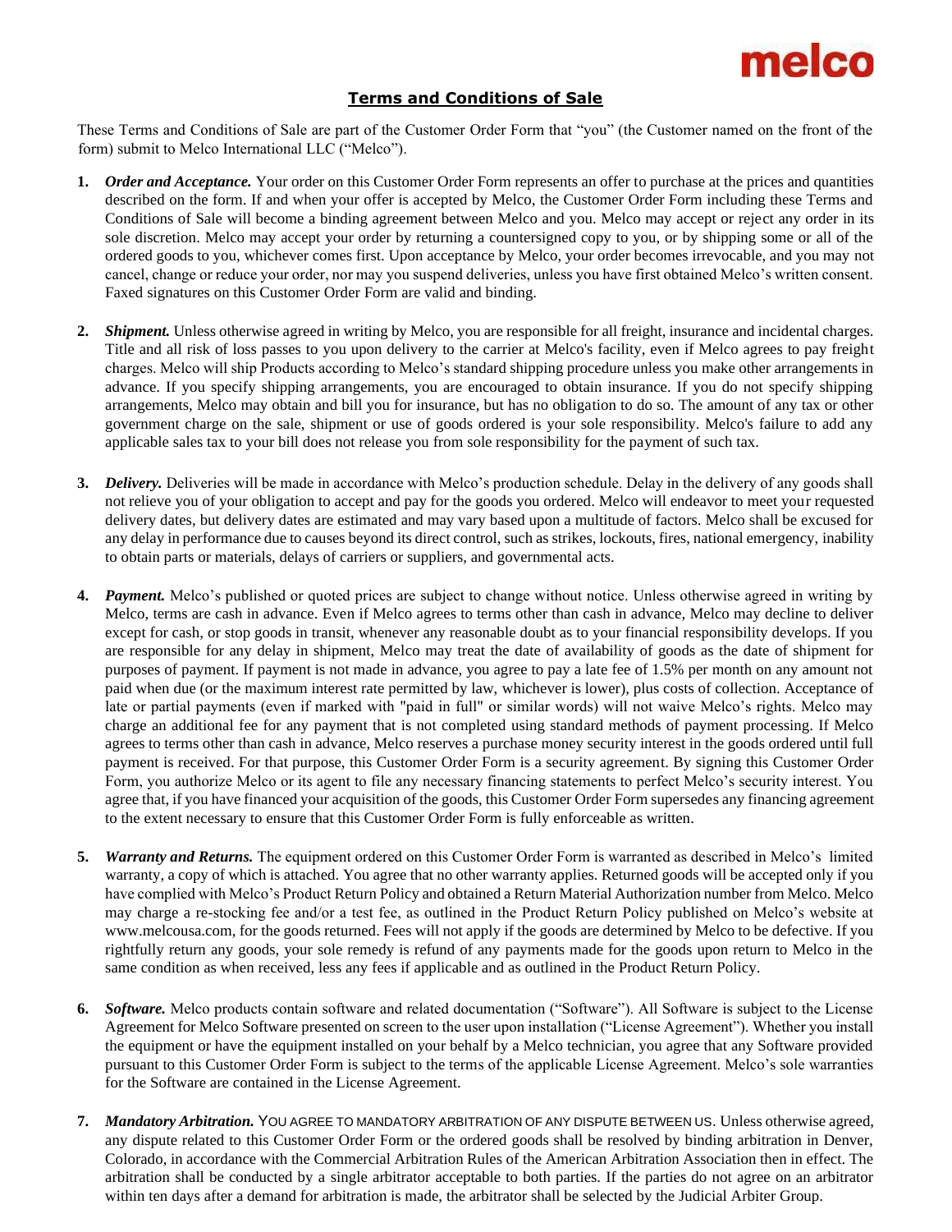melco

## Terms and Conditions of Sale

These Terms and Conditions of Sale are part of the Customer Order Form that "you" (the Customer named on the front of the form) submit to Melco International LLC ("Melco").

1. ***Order and Acceptance.*** Your order on this Customer Order Form represents an offer to purchase at the prices and quantities described on the form. If and when your offer is accepted by Melco, the Customer Order Form including these Terms and Conditions of Sale will become a binding agreement between Melco and you. Melco may accept or reject any order in its sole discretion. Melco may accept your order by returning a countersigned copy to you, or by shipping some or all of the ordered goods to you, whichever comes first. Upon acceptance by Melco, your order becomes irrevocable, and you may not cancel, change or reduce your order, nor may you suspend deliveries, unless you have first obtained Melco's written consent. Faxed signatures on this Customer Order Form are valid and binding.

2. ***Shipment.*** Unless otherwise agreed in writing by Melco, you are responsible for all freight, insurance and incidental charges. Title and all risk of loss passes to you upon delivery to the carrier at Melco's facility, even if Melco agrees to pay freight charges. Melco will ship Products according to Melco's standard shipping procedure unless you make other arrangements in advance. If you specify shipping arrangements, you are encouraged to obtain insurance. If you do not specify shipping arrangements, Melco may obtain and bill you for insurance, but has no obligation to do so. The amount of any tax or other government charge on the sale, shipment or use of goods ordered is your sole responsibility. Melco's failure to add any applicable sales tax to your bill does not release you from sole responsibility for the payment of such tax.

3. ***Delivery.*** Deliveries will be made in accordance with Melco's production schedule. Delay in the delivery of any goods shall not relieve you of your obligation to accept and pay for the goods you ordered. Melco will endeavor to meet your requested delivery dates, but delivery dates are estimated and may vary based upon a multitude of factors. Melco shall be excused for any delay in performance due to causes beyond its direct control, such as strikes, lockouts, fires, national emergency, inability to obtain parts or materials, delays of carriers or suppliers, and governmental acts.

4. ***Payment.*** Melco's published or quoted prices are subject to change without notice. Unless otherwise agreed in writing by Melco, terms are cash in advance. Even if Melco agrees to terms other than cash in advance, Melco may decline to deliver except for cash, or stop goods in transit, whenever any reasonable doubt as to your financial responsibility develops. If you are responsible for any delay in shipment, Melco may treat the date of availability of goods as the date of shipment for purposes of payment. If payment is not made in advance, you agree to pay a late fee of 1.5% per month on any amount not paid when due (or the maximum interest rate permitted by law, whichever is lower), plus costs of collection. Acceptance of late or partial payments (even if marked with "paid in full" or similar words) will not waive Melco's rights. Melco may charge an additional fee for any payment that is not completed using standard methods of payment processing. If Melco agrees to terms other than cash in advance, Melco reserves a purchase money security interest in the goods ordered until full payment is received. For that purpose, this Customer Order Form is a security agreement. By signing this Customer Order Form, you authorize Melco or its agent to file any necessary financing statements to perfect Melco's security interest. You agree that, if you have financed your acquisition of the goods, this Customer Order Form supersedes any financing agreement to the extent necessary to ensure that this Customer Order Form is fully enforceable as written.

5. ***Warranty and Returns.*** The equipment ordered on this Customer Order Form is warranted as described in Melco's limited warranty, a copy of which is attached. You agree that no other warranty applies. Returned goods will be accepted only if you have complied with Melco's Product Return Policy and obtained a Return Material Authorization number from Melco. Melco may charge a re-stocking fee and/or a test fee, as outlined in the Product Return Policy published on Melco's website at www.melcousa.com, for the goods returned. Fees will not apply if the goods are determined by Melco to be defective. If you rightfully return any goods, your sole remedy is refund of any payments made for the goods upon return to Melco in the same condition as when received, less any fees if applicable and as outlined in the Product Return Policy.

6. ***Software.*** Melco products contain software and related documentation ("Software"). All Software is subject to the License Agreement for Melco Software presented on screen to the user upon installation ("License Agreement"). Whether you install the equipment or have the equipment installed on your behalf by a Melco technician, you agree that any Software provided pursuant to this Customer Order Form is subject to the terms of the applicable License Agreement. Melco's sole warranties for the Software are contained in the License Agreement.

7. ***Mandatory Arbitration.*** YOU AGREE TO MANDATORY ARBITRATION OF ANY DISPUTE BETWEEN US. Unless otherwise agreed, any dispute related to this Customer Order Form or the ordered goods shall be resolved by binding arbitration in Denver, Colorado, in accordance with the Commercial Arbitration Rules of the American Arbitration Association then in effect. The arbitration shall be conducted by a single arbitrator acceptable to both parties. If the parties do not agree on an arbitrator within ten days after a demand for arbitration is made, the arbitrator shall be selected by the Judicial Arbiter Group.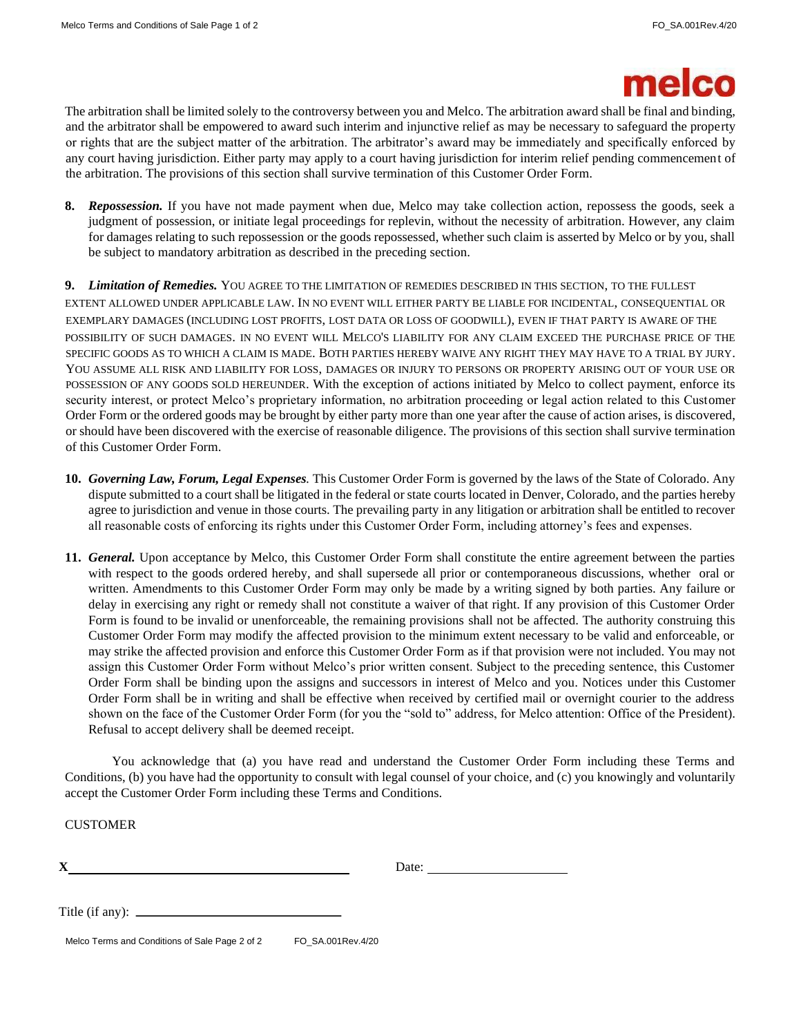The arbitration shall be limited solely to the controversy between you and Melco. The arbitration award shall be final and binding, and the arbitrator shall be empowered to award such interim and injunctive relief as may be necessary to safeguard the property or rights that are the subject matter of the arbitration. The arbitrator's award may be immediately and specifically enforced by any court having jurisdiction. Either party may apply to a court having jurisdiction for interim relief pending commencement of the arbitration. The provisions of this section shall survive termination of this Customer Order Form.

8. ***Repossession.*** If you have not made payment when due, Melco may take collection action, repossess the goods, seek a judgment of possession, or initiate legal proceedings for replevin, without the necessity of arbitration. However, any claim for damages relating to such repossession or the goods repossessed, whether such claim is asserted by Melco or by you, shall be subject to mandatory arbitration as described in the preceding section.

9. ***Limitation of Remedies.*** YOU AGREE TO THE LIMITATION OF REMEDIES DESCRIBED IN THIS SECTION, TO THE FULLEST EXTENT ALLOWED UNDER APPLICABLE LAW. IN NO EVENT WILL EITHER PARTY BE LIABLE FOR INCIDENTAL, CONSEQUENTIAL OR EXEMPLARY DAMAGES (INCLUDING LOST PROFITS, LOST DATA OR LOSS OF GOODWILL), EVEN IF THAT PARTY IS AWARE OF THE POSSIBILITY OF SUCH DAMAGES. IN NO EVENT WILL MELCO'S LIABILITY FOR ANY CLAIM EXCEED THE PURCHASE PRICE OF THE SPECIFIC GOODS AS TO WHICH A CLAIM IS MADE. BOTH PARTIES HEREBY WAIVE ANY RIGHT THEY MAY HAVE TO A TRIAL BY JURY. YOU ASSUME ALL RISK AND LIABILITY FOR LOSS, DAMAGES OR INJURY TO PERSONS OR PROPERTY ARISING OUT OF YOUR USE OR POSSESSION OF ANY GOODS SOLD HEREUNDER. With the exception of actions initiated by Melco to collect payment, enforce its security interest, or protect Melco's proprietary information, no arbitration proceeding or legal action related to this Customer Order Form or the ordered goods may be brought by either party more than one year after the cause of action arises, is discovered, or should have been discovered with the exercise of reasonable diligence. The provisions of this section shall survive termination of this Customer Order Form.

10. ***Governing Law, Forum, Legal Expenses.*** This Customer Order Form is governed by the laws of the State of Colorado. Any dispute submitted to a court shall be litigated in the federal or state courts located in Denver, Colorado, and the parties hereby agree to jurisdiction and venue in those courts. The prevailing party in any litigation or arbitration shall be entitled to recover all reasonable costs of enforcing its rights under this Customer Order Form, including attorney's fees and expenses.

11. ***General.*** Upon acceptance by Melco, this Customer Order Form shall constitute the entire agreement between the parties with respect to the goods ordered hereby, and shall supersede all prior or contemporaneous discussions, whether oral or written. Amendments to this Customer Order Form may only be made by a writing signed by both parties. Any failure or delay in exercising any right or remedy shall not constitute a waiver of that right. If any provision of this Customer Order Form is found to be invalid or unenforceable, the remaining provisions shall not be affected. The authority construing this Customer Order Form may modify the affected provision to the minimum extent necessary to be valid and enforceable, or may strike the affected provision and enforce this Customer Order Form as if that provision were not included. You may not assign this Customer Order Form without Melco's prior written consent. Subject to the preceding sentence, this Customer Order Form shall be binding upon the assigns and successors in interest of Melco and you. Notices under this Customer Order Form shall be in writing and shall be effective when received by certified mail or overnight courier to the address shown on the face of the Customer Order Form (for you the "sold to" address, for Melco attention: Office of the President). Refusal to accept delivery shall be deemed receipt.

You acknowledge that (a) you have read and understand the Customer Order Form including these Terms and Conditions, (b) you have had the opportunity to consult with legal counsel of your choice, and (c) you knowingly and voluntarily accept the Customer Order Form including these Terms and Conditions.

CUSTOMER

**X**\_\_\_\_\_\_\_\_\_\_\_\_\_\_\_\_\_\_\_\_\_\_\_\_\_\_\_\_\_\_\_\_ Date: \_\_\_\_\_\_\_\_\_\_\_\_\_\_\_\_

Title (if any): \_\_\_\_\_\_\_\_\_\_\_\_\_\_\_\_\_\_\_\_\_\_\_\_